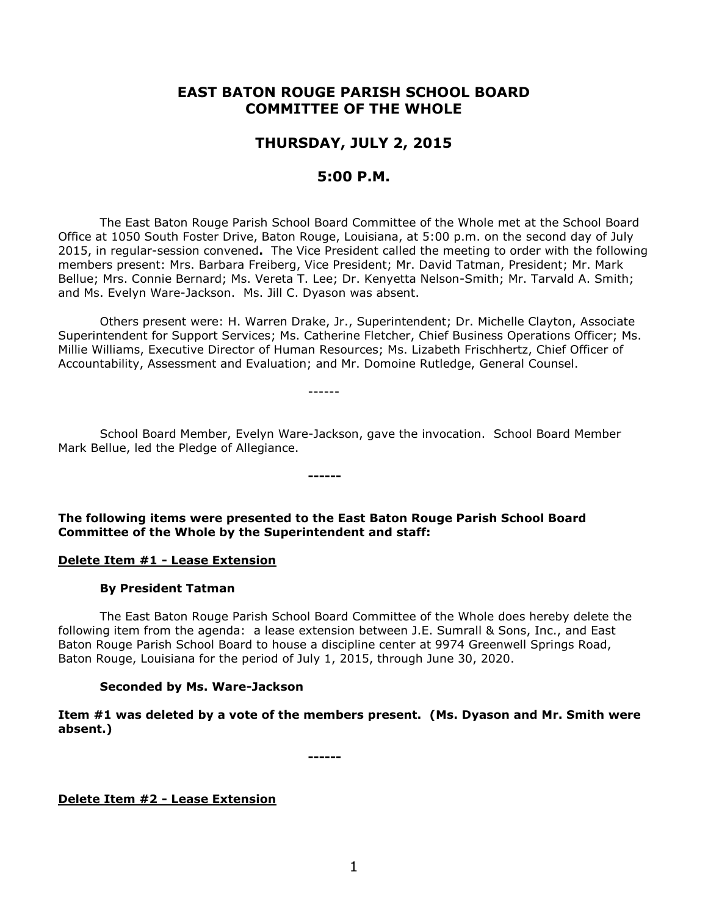# EAST BATON ROUGE PARISH SCHOOL BOARD
# COMMITTEE OF THE WHOLE

## THURSDAY, JULY 2, 2015

## 5:00 P.M.

The East Baton Rouge Parish School Board Committee of the Whole met at the School Board Office at 1050 South Foster Drive, Baton Rouge, Louisiana, at 5:00 p.m. on the second day of July 2015, in regular-session convened**.** The Vice President called the meeting to order with the following members present: Mrs. Barbara Freiberg, Vice President; Mr. David Tatman, President; Mr. Mark Bellue; Mrs. Connie Bernard; Ms. Vereta T. Lee; Dr. Kenyetta Nelson-Smith; Mr. Tarvald A. Smith; and Ms. Evelyn Ware-Jackson. Ms. Jill C. Dyason was absent.

Others present were: H. Warren Drake, Jr., Superintendent; Dr. Michelle Clayton, Associate Superintendent for Support Services; Ms. Catherine Fletcher, Chief Business Operations Officer; Ms. Millie Williams, Executive Director of Human Resources; Ms. Lizabeth Frischhertz, Chief Officer of Accountability, Assessment and Evaluation; and Mr. Domoine Rutledge, General Counsel.

------

School Board Member, Evelyn Ware-Jackson, gave the invocation. School Board Member Mark Bellue, led the Pledge of Allegiance.

**------**

**The following items were presented to the East Baton Rouge Parish School Board Committee of the Whole by the Superintendent and staff:**

**Delete Item #1 - Lease Extension**

**By President Tatman**

The East Baton Rouge Parish School Board Committee of the Whole does hereby delete the following item from the agenda: a lease extension between J.E. Sumrall & Sons, Inc., and East Baton Rouge Parish School Board to house a discipline center at 9974 Greenwell Springs Road, Baton Rouge, Louisiana for the period of July 1, 2015, through June 30, 2020.

**Seconded by Ms. Ware-Jackson**

**Item #1 was deleted by a vote of the members present. (Ms. Dyason and Mr. Smith were absent.)**

**------**

**Delete Item #2 - Lease Extension**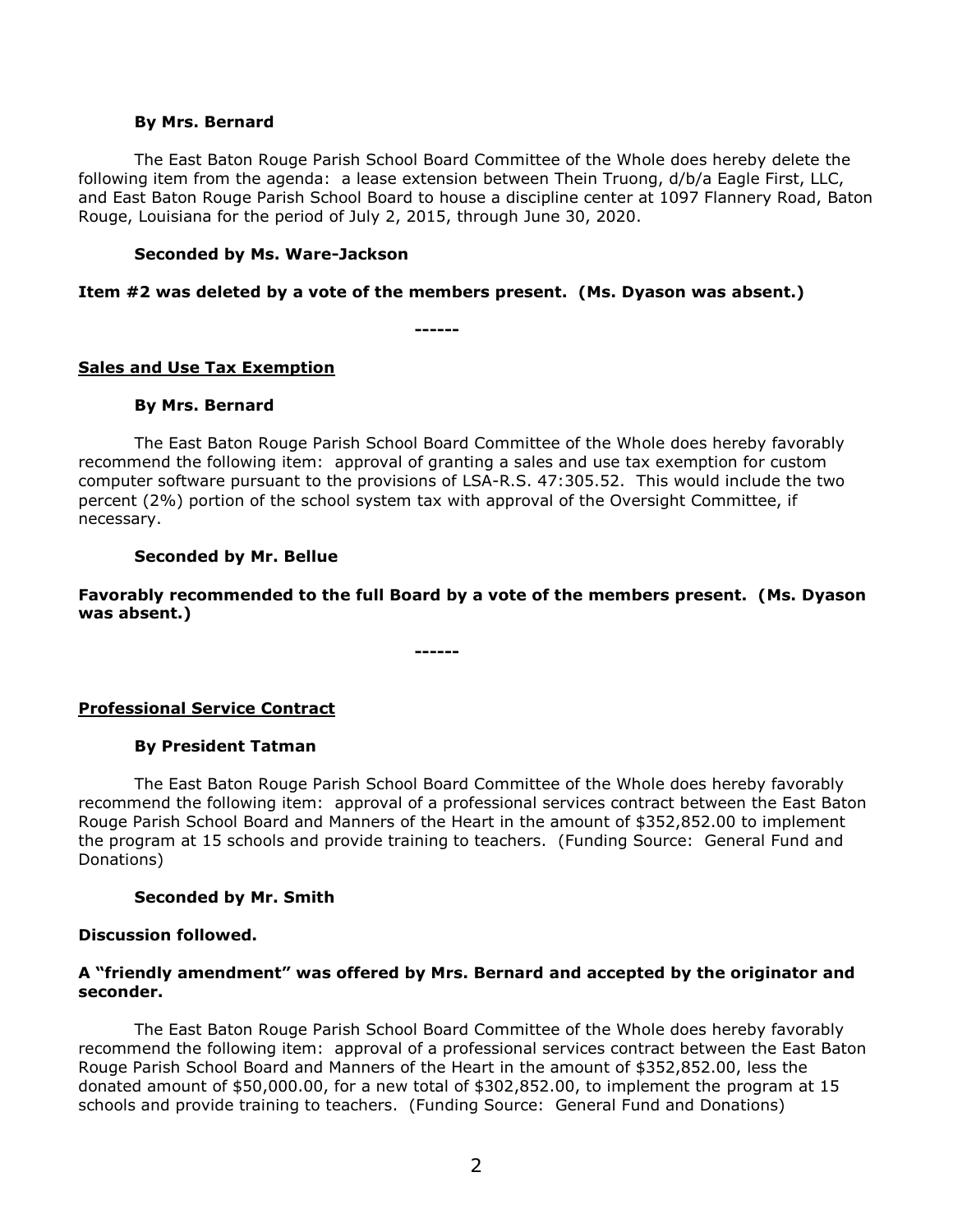**By Mrs. Bernard**

The East Baton Rouge Parish School Board Committee of the Whole does hereby delete the following item from the agenda: a lease extension between Thein Truong, d/b/a Eagle First, LLC, and East Baton Rouge Parish School Board to house a discipline center at 1097 Flannery Road, Baton Rouge, Louisiana for the period of July 2, 2015, through June 30, 2020.

**Seconded by Ms. Ware-Jackson**

**Item #2 was deleted by a vote of the members present. (Ms. Dyason was absent.)**

**------**

**<u>Sales and Use Tax Exemption</u>**

**By Mrs. Bernard**

The East Baton Rouge Parish School Board Committee of the Whole does hereby favorably recommend the following item: approval of granting a sales and use tax exemption for custom computer software pursuant to the provisions of LSA-R.S. 47:305.52. This would include the two percent (2%) portion of the school system tax with approval of the Oversight Committee, if necessary.

**Seconded by Mr. Bellue**

**Favorably recommended to the full Board by a vote of the members present. (Ms. Dyason was absent.)**

**------**

**<u>Professional Service Contract</u>**

**By President Tatman**

The East Baton Rouge Parish School Board Committee of the Whole does hereby favorably recommend the following item: approval of a professional services contract between the East Baton Rouge Parish School Board and Manners of the Heart in the amount of $352,852.00 to implement the program at 15 schools and provide training to teachers. (Funding Source: General Fund and Donations)

**Seconded by Mr. Smith**

**Discussion followed.**

**A "friendly amendment" was offered by Mrs. Bernard and accepted by the originator and seconder.**

The East Baton Rouge Parish School Board Committee of the Whole does hereby favorably recommend the following item: approval of a professional services contract between the East Baton Rouge Parish School Board and Manners of the Heart in the amount of $352,852.00, less the donated amount of $50,000.00, for a new total of $302,852.00, to implement the program at 15 schools and provide training to teachers. (Funding Source: General Fund and Donations)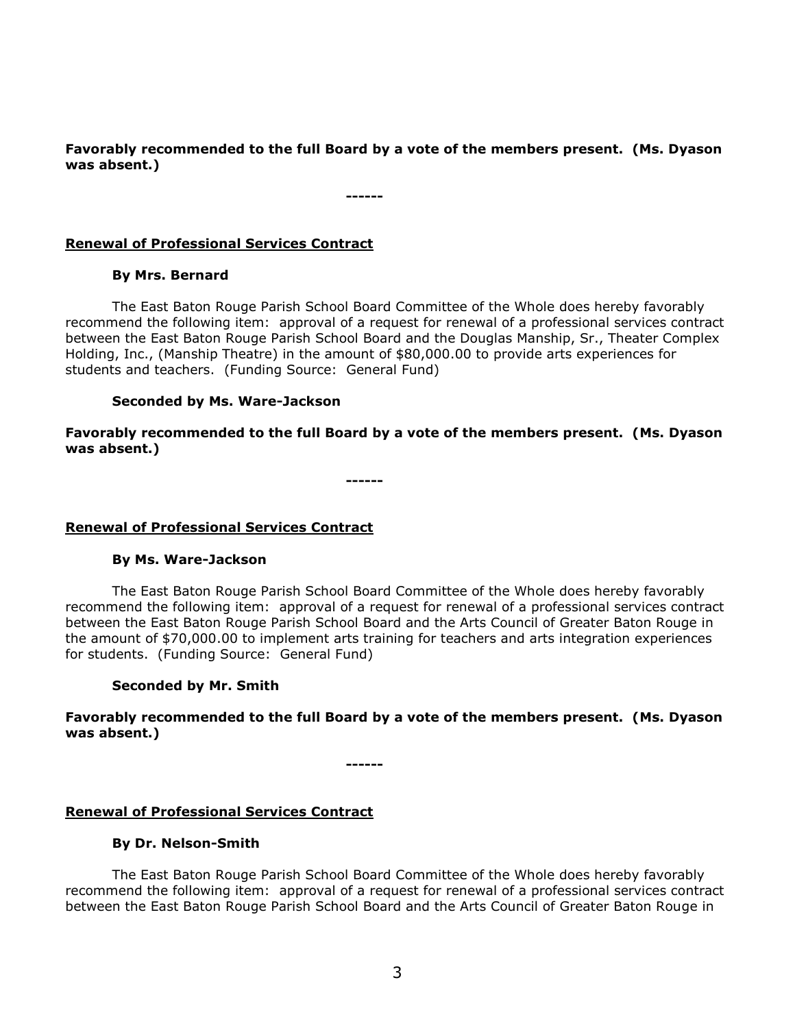**Favorably recommended to the full Board by a vote of the members present. (Ms. Dyason was absent.)**

**------**

**Renewal of Professional Services Contract**

**By Mrs. Bernard**

The East Baton Rouge Parish School Board Committee of the Whole does hereby favorably recommend the following item: approval of a request for renewal of a professional services contract between the East Baton Rouge Parish School Board and the Douglas Manship, Sr., Theater Complex Holding, Inc., (Manship Theatre) in the amount of $80,000.00 to provide arts experiences for students and teachers. (Funding Source: General Fund)

**Seconded by Ms. Ware-Jackson**

**Favorably recommended to the full Board by a vote of the members present. (Ms. Dyason was absent.)**

**------**

**Renewal of Professional Services Contract**

**By Ms. Ware-Jackson**

The East Baton Rouge Parish School Board Committee of the Whole does hereby favorably recommend the following item: approval of a request for renewal of a professional services contract between the East Baton Rouge Parish School Board and the Arts Council of Greater Baton Rouge in the amount of $70,000.00 to implement arts training for teachers and arts integration experiences for students. (Funding Source: General Fund)

**Seconded by Mr. Smith**

**Favorably recommended to the full Board by a vote of the members present. (Ms. Dyason was absent.)**

**------**

**Renewal of Professional Services Contract**

**By Dr. Nelson-Smith**

The East Baton Rouge Parish School Board Committee of the Whole does hereby favorably recommend the following item: approval of a request for renewal of a professional services contract between the East Baton Rouge Parish School Board and the Arts Council of Greater Baton Rouge in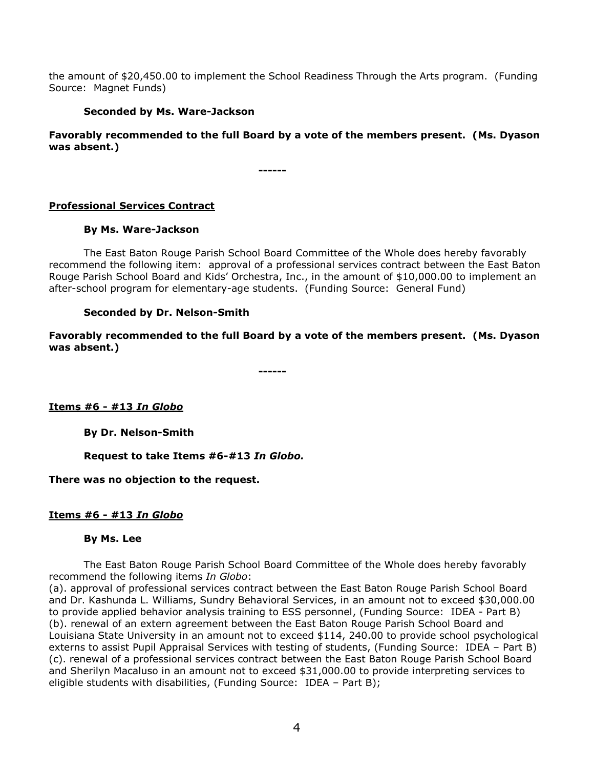the amount of $20,450.00 to implement the School Readiness Through the Arts program. (Funding Source: Magnet Funds)

**Seconded by Ms. Ware-Jackson**

**Favorably recommended to the full Board by a vote of the members present. (Ms. Dyason was absent.)**

**------**

**<u>Professional Services Contract</u>**

**By Ms. Ware-Jackson**

The East Baton Rouge Parish School Board Committee of the Whole does hereby favorably recommend the following item: approval of a professional services contract between the East Baton Rouge Parish School Board and Kids' Orchestra, Inc., in the amount of $10,000.00 to implement an after-school program for elementary-age students. (Funding Source: General Fund)

**Seconded by Dr. Nelson-Smith**

**Favorably recommended to the full Board by a vote of the members present. (Ms. Dyason was absent.)**

**------**

**<u>Items #6 - #13 *In Globo*</u>**

**By Dr. Nelson-Smith**

**Request to take Items #6-#13 *In Globo.***

**There was no objection to the request.**

**<u>Items #6 - #13 *In Globo*</u>**

**By Ms. Lee**

The East Baton Rouge Parish School Board Committee of the Whole does hereby favorably recommend the following items *In Globo*:
(a). approval of professional services contract between the East Baton Rouge Parish School Board and Dr. Kashunda L. Williams, Sundry Behavioral Services, in an amount not to exceed $30,000.00 to provide applied behavior analysis training to ESS personnel, (Funding Source: IDEA - Part B)
(b). renewal of an extern agreement between the East Baton Rouge Parish School Board and Louisiana State University in an amount not to exceed $114, 240.00 to provide school psychological externs to assist Pupil Appraisal Services with testing of students, (Funding Source: IDEA – Part B)
(c). renewal of a professional services contract between the East Baton Rouge Parish School Board and Sherilyn Macaluso in an amount not to exceed $31,000.00 to provide interpreting services to eligible students with disabilities, (Funding Source: IDEA – Part B);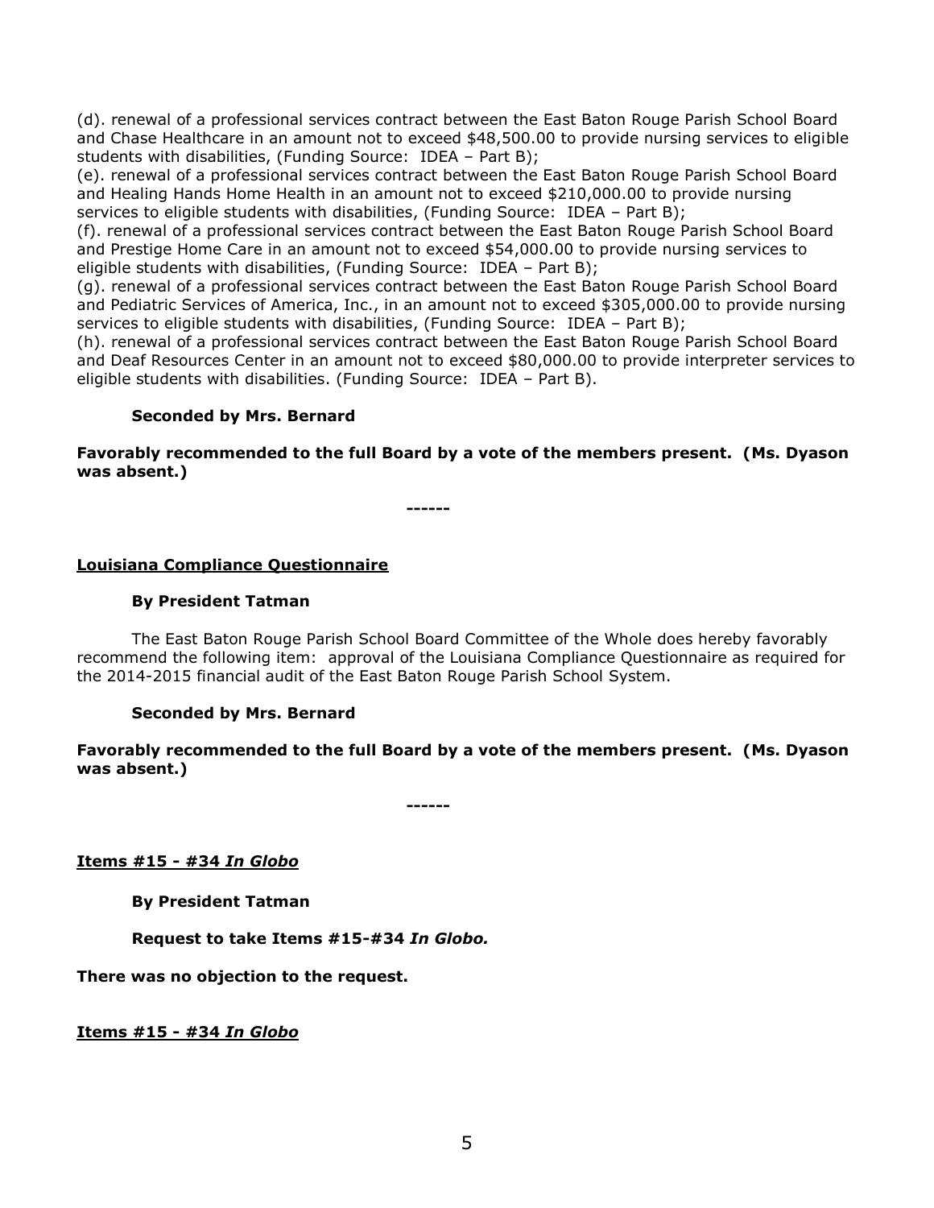(d). renewal of a professional services contract between the East Baton Rouge Parish School Board and Chase Healthcare in an amount not to exceed $48,500.00 to provide nursing services to eligible students with disabilities, (Funding Source: IDEA – Part B);
(e). renewal of a professional services contract between the East Baton Rouge Parish School Board and Healing Hands Home Health in an amount not to exceed $210,000.00 to provide nursing services to eligible students with disabilities, (Funding Source: IDEA – Part B);
(f). renewal of a professional services contract between the East Baton Rouge Parish School Board and Prestige Home Care in an amount not to exceed $54,000.00 to provide nursing services to eligible students with disabilities, (Funding Source: IDEA – Part B);
(g). renewal of a professional services contract between the East Baton Rouge Parish School Board and Pediatric Services of America, Inc., in an amount not to exceed $305,000.00 to provide nursing services to eligible students with disabilities, (Funding Source: IDEA – Part B);
(h). renewal of a professional services contract between the East Baton Rouge Parish School Board and Deaf Resources Center in an amount not to exceed $80,000.00 to provide interpreter services to eligible students with disabilities. (Funding Source: IDEA – Part B).

**Seconded by Mrs. Bernard**

**Favorably recommended to the full Board by a vote of the members present. (Ms. Dyason was absent.)**

------

**<u>Louisiana Compliance Questionnaire</u>**

**By President Tatman**

The East Baton Rouge Parish School Board Committee of the Whole does hereby favorably recommend the following item: approval of the Louisiana Compliance Questionnaire as required for the 2014-2015 financial audit of the East Baton Rouge Parish School System.

**Seconded by Mrs. Bernard**

**Favorably recommended to the full Board by a vote of the members present. (Ms. Dyason was absent.)**

------

**<u>Items #15 - #34 *In Globo*</u>**

**By President Tatman**

**Request to take Items #15-#34 *In Globo.***

**There was no objection to the request.**

**<u>Items #15 - #34 *In Globo*</u>**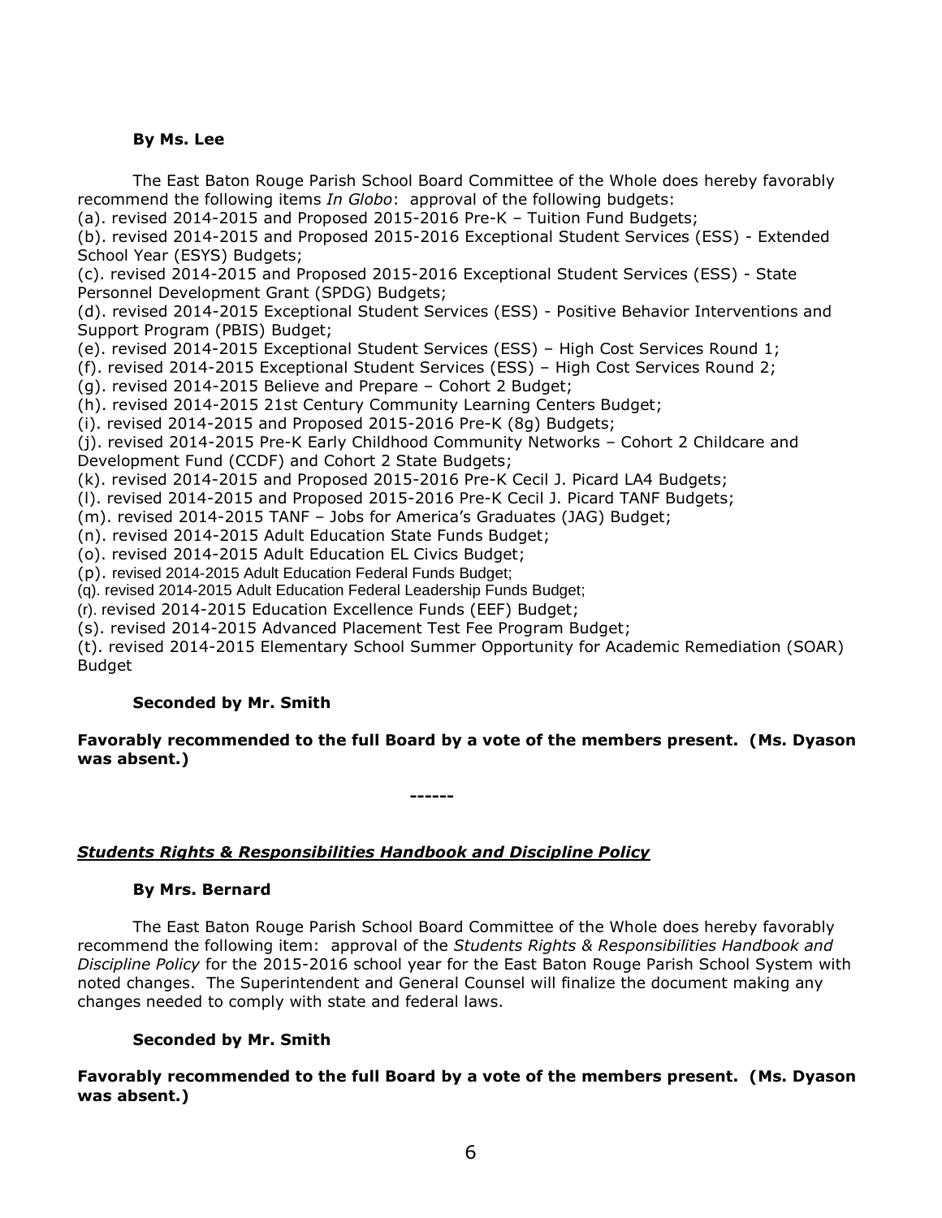**By Ms. Lee**

The East Baton Rouge Parish School Board Committee of the Whole does hereby favorably recommend the following items *In Globo*: approval of the following budgets:
(a). revised 2014-2015 and Proposed 2015-2016 Pre-K – Tuition Fund Budgets;
(b). revised 2014-2015 and Proposed 2015-2016 Exceptional Student Services (ESS) - Extended School Year (ESYS) Budgets;
(c). revised 2014-2015 and Proposed 2015-2016 Exceptional Student Services (ESS) - State Personnel Development Grant (SPDG) Budgets;
(d). revised 2014-2015 Exceptional Student Services (ESS) - Positive Behavior Interventions and Support Program (PBIS) Budget;
(e). revised 2014-2015 Exceptional Student Services (ESS) – High Cost Services Round 1;
(f). revised 2014-2015 Exceptional Student Services (ESS) – High Cost Services Round 2;
(g). revised 2014-2015 Believe and Prepare – Cohort 2 Budget;
(h). revised 2014-2015 21st Century Community Learning Centers Budget;
(i). revised 2014-2015 and Proposed 2015-2016 Pre-K (8g) Budgets;
(j). revised 2014-2015 Pre-K Early Childhood Community Networks – Cohort 2 Childcare and Development Fund (CCDF) and Cohort 2 State Budgets;
(k). revised 2014-2015 and Proposed 2015-2016 Pre-K Cecil J. Picard LA4 Budgets;
(l). revised 2014-2015 and Proposed 2015-2016 Pre-K Cecil J. Picard TANF Budgets;
(m). revised 2014-2015 TANF – Jobs for America's Graduates (JAG) Budget;
(n). revised 2014-2015 Adult Education State Funds Budget;
(o). revised 2014-2015 Adult Education EL Civics Budget;
(p). revised 2014-2015 Adult Education Federal Funds Budget;
(q). revised 2014-2015 Adult Education Federal Leadership Funds Budget;
(r). revised 2014-2015 Education Excellence Funds (EEF) Budget;
(s). revised 2014-2015 Advanced Placement Test Fee Program Budget;
(t). revised 2014-2015 Elementary School Summer Opportunity for Academic Remediation (SOAR) Budget

**Seconded by Mr. Smith**

**Favorably recommended to the full Board by a vote of the members present. (Ms. Dyason was absent.)**

**------**

***Students Rights & Responsibilities Handbook and Discipline Policy***

**By Mrs. Bernard**

The East Baton Rouge Parish School Board Committee of the Whole does hereby favorably recommend the following item: approval of the *Students Rights & Responsibilities Handbook and Discipline Policy* for the 2015-2016 school year for the East Baton Rouge Parish School System with noted changes. The Superintendent and General Counsel will finalize the document making any changes needed to comply with state and federal laws.

**Seconded by Mr. Smith**

**Favorably recommended to the full Board by a vote of the members present. (Ms. Dyason was absent.)**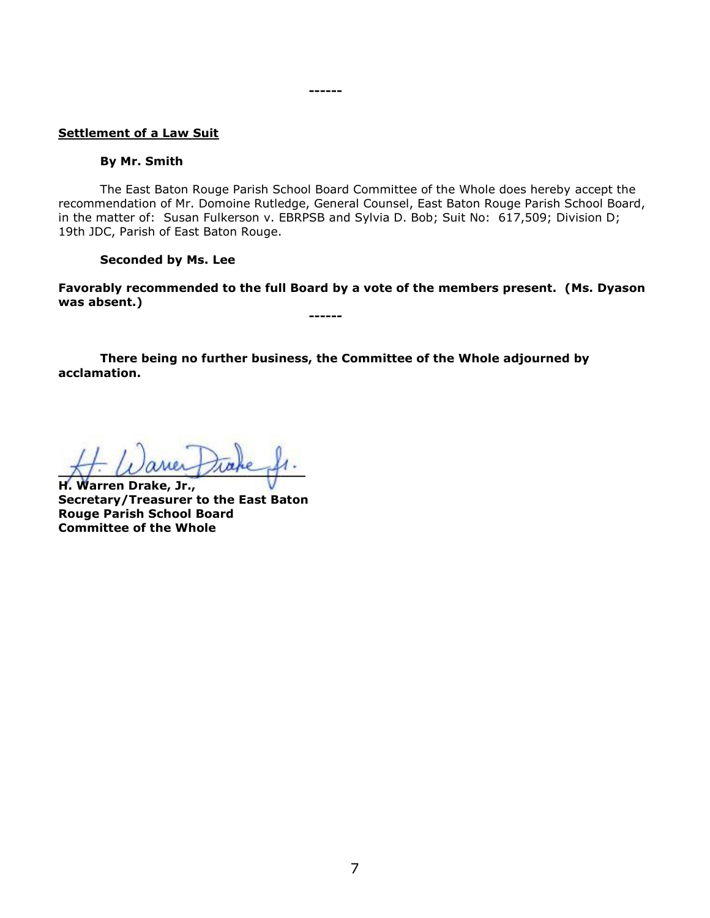------

**Settlement of a Law Suit**

**By Mr. Smith**

The East Baton Rouge Parish School Board Committee of the Whole does hereby accept the recommendation of Mr. Domoine Rutledge, General Counsel, East Baton Rouge Parish School Board, in the matter of: Susan Fulkerson v. EBRPSB and Sylvia D. Bob; Suit No: 617,509; Division D; 19th JDC, Parish of East Baton Rouge.

**Seconded by Ms. Lee**

**Favorably recommended to the full Board by a vote of the members present. (Ms. Dyason was absent.)**

------

**There being no further business, the Committee of the Whole adjourned by acclamation.**

H. Warren Drake, Jr.

**H. Warren Drake, Jr.,**
**Secretary/Treasurer to the East Baton Rouge Parish School Board**
**Committee of the Whole**